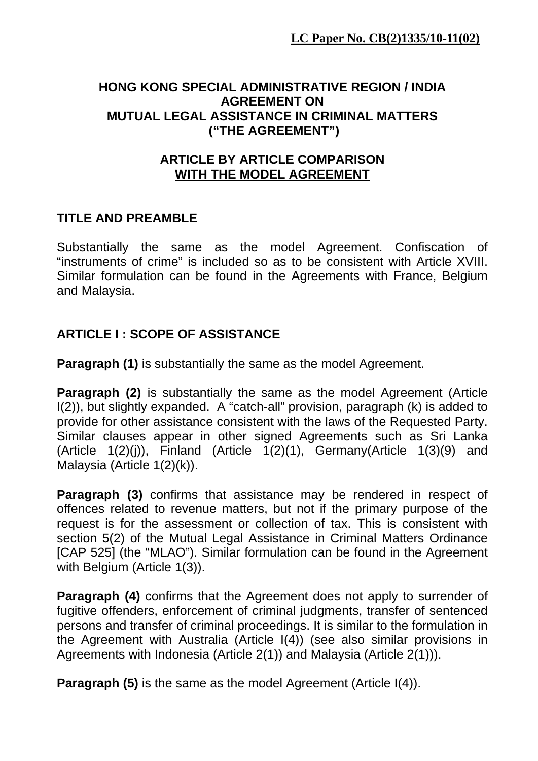**LC Paper No. CB(2)1335/10-11(02)**

# HONG KONG SPECIAL ADMINISTRATIVE REGION / INDIA AGREEMENT ON MUTUAL LEGAL ASSISTANCE IN CRIMINAL MATTERS ("THE AGREEMENT")

## ARTICLE BY ARTICLE COMPARISON WITH THE MODEL AGREEMENT

### TITLE AND PREAMBLE

Substantially the same as the model Agreement. Confiscation of "instruments of crime" is included so as to be consistent with Article XVIII. Similar formulation can be found in the Agreements with France, Belgium and Malaysia.

### ARTICLE I : SCOPE OF ASSISTANCE

**Paragraph (1)** is substantially the same as the model Agreement.

**Paragraph (2)** is substantially the same as the model Agreement (Article I(2)), but slightly expanded. A "catch-all" provision, paragraph (k) is added to provide for other assistance consistent with the laws of the Requested Party. Similar clauses appear in other signed Agreements such as Sri Lanka (Article 1(2)(j)), Finland (Article 1(2)(1), Germany(Article 1(3)(9) and Malaysia (Article 1(2)(k)).

**Paragraph (3)** confirms that assistance may be rendered in respect of offences related to revenue matters, but not if the primary purpose of the request is for the assessment or collection of tax. This is consistent with section 5(2) of the Mutual Legal Assistance in Criminal Matters Ordinance [CAP 525] (the "MLAO"). Similar formulation can be found in the Agreement with Belgium (Article 1(3)).

**Paragraph (4)** confirms that the Agreement does not apply to surrender of fugitive offenders, enforcement of criminal judgments, transfer of sentenced persons and transfer of criminal proceedings. It is similar to the formulation in the Agreement with Australia (Article I(4)) (see also similar provisions in Agreements with Indonesia (Article 2(1)) and Malaysia (Article 2(1))).

**Paragraph (5)** is the same as the model Agreement (Article I(4)).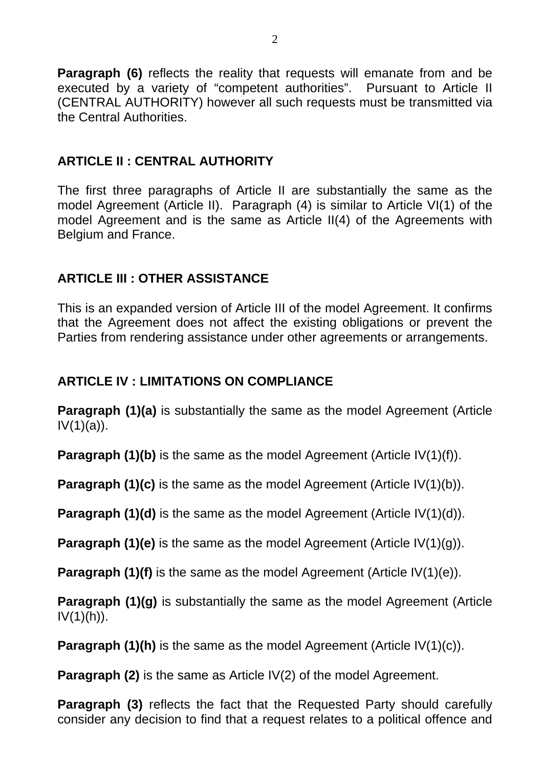**Paragraph (6)** reflects the reality that requests will emanate from and be executed by a variety of “competent authorities”. Pursuant to Article II (CENTRAL AUTHORITY) however all such requests must be transmitted via the Central Authorities.

## ARTICLE II : CENTRAL AUTHORITY

The first three paragraphs of Article II are substantially the same as the model Agreement (Article II). Paragraph (4) is similar to Article VI(1) of the model Agreement and is the same as Article II(4) of the Agreements with Belgium and France.

## ARTICLE III : OTHER ASSISTANCE

This is an expanded version of Article III of the model Agreement. It confirms that the Agreement does not affect the existing obligations or prevent the Parties from rendering assistance under other agreements or arrangements.

## ARTICLE IV : LIMITATIONS ON COMPLIANCE

**Paragraph (1)(a)** is substantially the same as the model Agreement (Article IV(1)(a)).

**Paragraph (1)(b)** is the same as the model Agreement (Article IV(1)(f)).

**Paragraph (1)(c)** is the same as the model Agreement (Article IV(1)(b)).

**Paragraph (1)(d)** is the same as the model Agreement (Article IV(1)(d)).

**Paragraph (1)(e)** is the same as the model Agreement (Article IV(1)(g)).

**Paragraph (1)(f)** is the same as the model Agreement (Article IV(1)(e)).

**Paragraph (1)(g)** is substantially the same as the model Agreement (Article IV(1)(h)).

**Paragraph (1)(h)** is the same as the model Agreement (Article IV(1)(c)).

**Paragraph (2)** is the same as Article IV(2) of the model Agreement.

**Paragraph (3)** reflects the fact that the Requested Party should carefully consider any decision to find that a request relates to a political offence and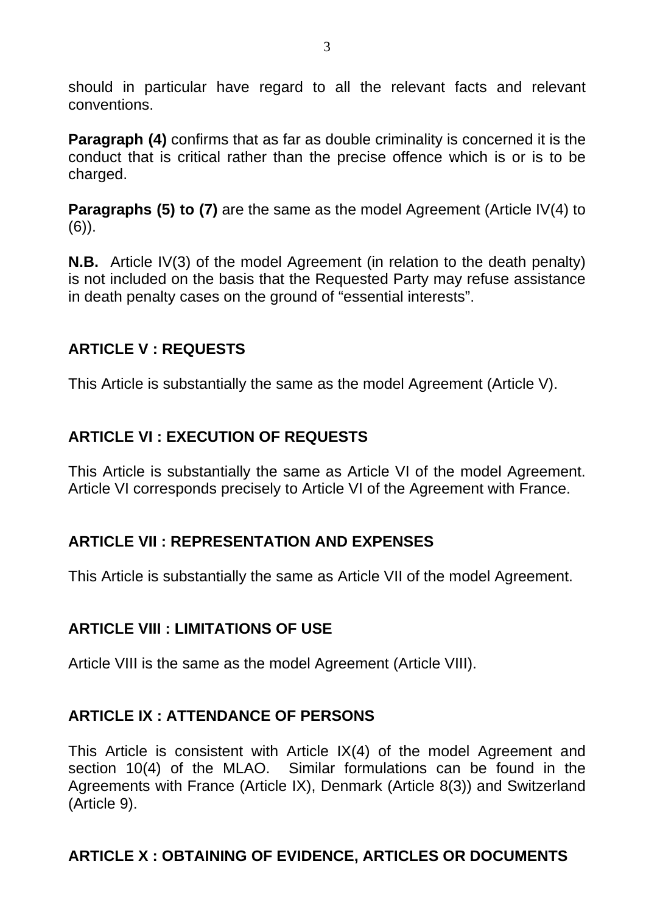should in particular have regard to all the relevant facts and relevant conventions.

**Paragraph (4)** confirms that as far as double criminality is concerned it is the conduct that is critical rather than the precise offence which is or is to be charged.

**Paragraphs (5) to (7)** are the same as the model Agreement (Article IV(4) to (6)).

**N.B.** Article IV(3) of the model Agreement (in relation to the death penalty) is not included on the basis that the Requested Party may refuse assistance in death penalty cases on the ground of "essential interests".

## ARTICLE V : REQUESTS

This Article is substantially the same as the model Agreement (Article V).

## ARTICLE VI : EXECUTION OF REQUESTS

This Article is substantially the same as Article VI of the model Agreement. Article VI corresponds precisely to Article VI of the Agreement with France.

## ARTICLE VII : REPRESENTATION AND EXPENSES

This Article is substantially the same as Article VII of the model Agreement.

## ARTICLE VIII : LIMITATIONS OF USE

Article VIII is the same as the model Agreement (Article VIII).

## ARTICLE IX : ATTENDANCE OF PERSONS

This Article is consistent with Article IX(4) of the model Agreement and section 10(4) of the MLAO. Similar formulations can be found in the Agreements with France (Article IX), Denmark (Article 8(3)) and Switzerland (Article 9).

## ARTICLE X : OBTAINING OF EVIDENCE, ARTICLES OR DOCUMENTS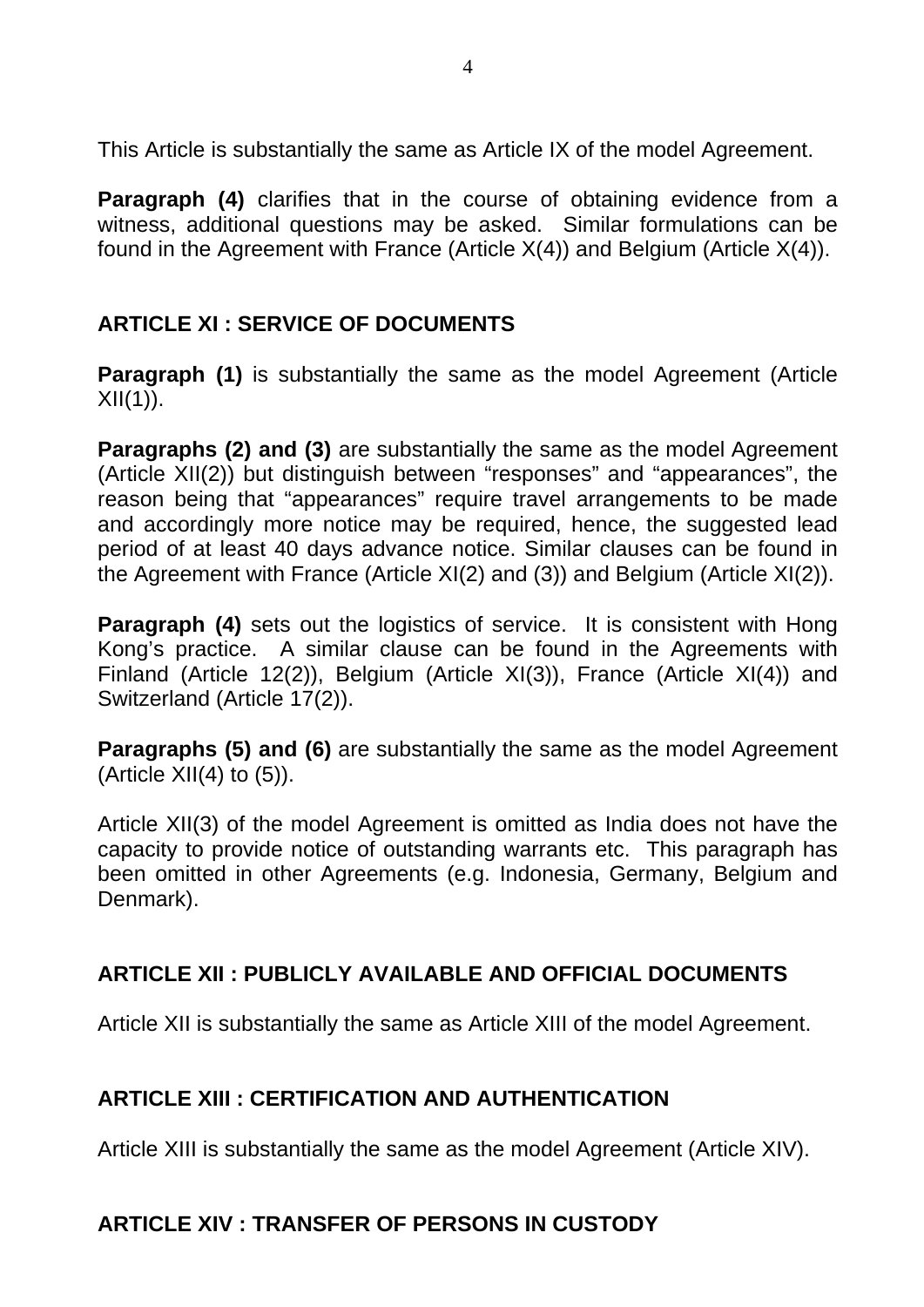This Article is substantially the same as Article IX of the model Agreement.

**Paragraph (4)** clarifies that in the course of obtaining evidence from a witness, additional questions may be asked. Similar formulations can be found in the Agreement with France (Article X(4)) and Belgium (Article X(4)).

## ARTICLE XI : SERVICE OF DOCUMENTS

**Paragraph (1)** is substantially the same as the model Agreement (Article XII(1)).

**Paragraphs (2) and (3)** are substantially the same as the model Agreement (Article XII(2)) but distinguish between "responses" and "appearances", the reason being that "appearances" require travel arrangements to be made and accordingly more notice may be required, hence, the suggested lead period of at least 40 days advance notice. Similar clauses can be found in the Agreement with France (Article XI(2) and (3)) and Belgium (Article XI(2)).

**Paragraph (4)** sets out the logistics of service. It is consistent with Hong Kong's practice. A similar clause can be found in the Agreements with Finland (Article 12(2)), Belgium (Article XI(3)), France (Article XI(4)) and Switzerland (Article 17(2)).

**Paragraphs (5) and (6)** are substantially the same as the model Agreement (Article XII(4) to (5)).

Article XII(3) of the model Agreement is omitted as India does not have the capacity to provide notice of outstanding warrants etc. This paragraph has been omitted in other Agreements (e.g. Indonesia, Germany, Belgium and Denmark).

## ARTICLE XII : PUBLICLY AVAILABLE AND OFFICIAL DOCUMENTS

Article XII is substantially the same as Article XIII of the model Agreement.

## ARTICLE XIII : CERTIFICATION AND AUTHENTICATION

Article XIII is substantially the same as the model Agreement (Article XIV).

## ARTICLE XIV : TRANSFER OF PERSONS IN CUSTODY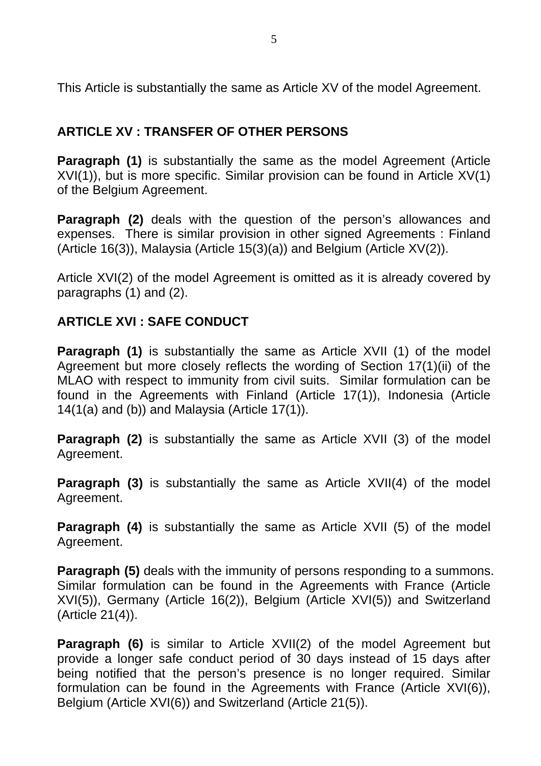This Article is substantially the same as Article XV of the model Agreement.

## ARTICLE XV : TRANSFER OF OTHER PERSONS

**Paragraph (1)** is substantially the same as the model Agreement (Article XVI(1)), but is more specific. Similar provision can be found in Article XV(1) of the Belgium Agreement.

**Paragraph (2)** deals with the question of the person's allowances and expenses. There is similar provision in other signed Agreements : Finland (Article 16(3)), Malaysia (Article 15(3)(a)) and Belgium (Article XV(2)).

Article XVI(2) of the model Agreement is omitted as it is already covered by paragraphs (1) and (2).

## ARTICLE XVI : SAFE CONDUCT

**Paragraph (1)** is substantially the same as Article XVII (1) of the model Agreement but more closely reflects the wording of Section 17(1)(ii) of the MLAO with respect to immunity from civil suits. Similar formulation can be found in the Agreements with Finland (Article 17(1)), Indonesia (Article 14(1(a) and (b)) and Malaysia (Article 17(1)).

**Paragraph (2)** is substantially the same as Article XVII (3) of the model Agreement.

**Paragraph (3)** is substantially the same as Article XVII(4) of the model Agreement.

**Paragraph (4)** is substantially the same as Article XVII (5) of the model Agreement.

**Paragraph (5)** deals with the immunity of persons responding to a summons. Similar formulation can be found in the Agreements with France (Article XVI(5)), Germany (Article 16(2)), Belgium (Article XVI(5)) and Switzerland (Article 21(4)).

**Paragraph (6)** is similar to Article XVII(2) of the model Agreement but provide a longer safe conduct period of 30 days instead of 15 days after being notified that the person's presence is no longer required. Similar formulation can be found in the Agreements with France (Article XVI(6)), Belgium (Article XVI(6)) and Switzerland (Article 21(5)).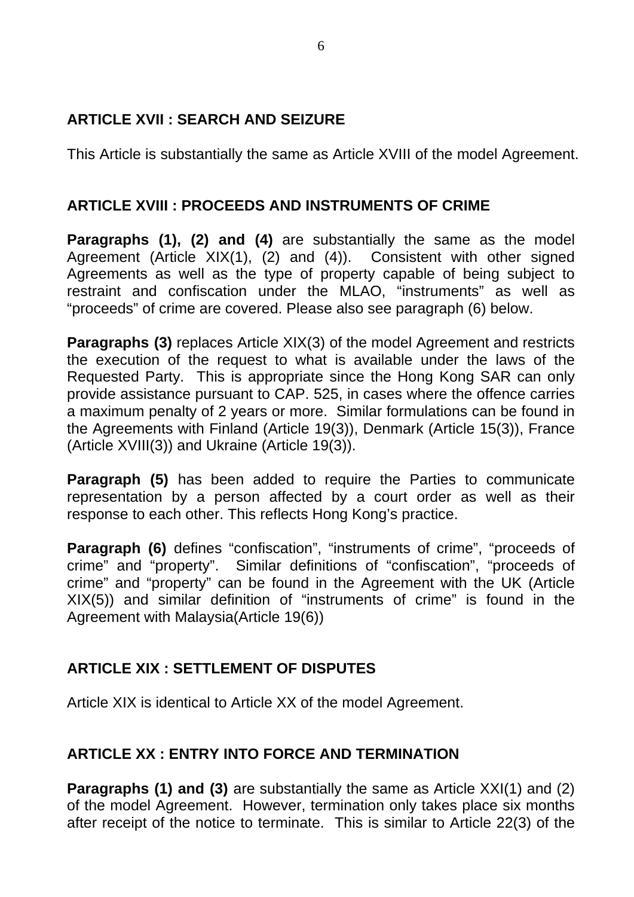## ARTICLE XVII : SEARCH AND SEIZURE

This Article is substantially the same as Article XVIII of the model Agreement.

## ARTICLE XVIII : PROCEEDS AND INSTRUMENTS OF CRIME

**Paragraphs (1), (2) and (4)** are substantially the same as the model Agreement (Article XIX(1), (2) and (4)). Consistent with other signed Agreements as well as the type of property capable of being subject to restraint and confiscation under the MLAO, "instruments" as well as "proceeds" of crime are covered. Please also see paragraph (6) below.

**Paragraphs (3)** replaces Article XIX(3) of the model Agreement and restricts the execution of the request to what is available under the laws of the Requested Party. This is appropriate since the Hong Kong SAR can only provide assistance pursuant to CAP. 525, in cases where the offence carries a maximum penalty of 2 years or more. Similar formulations can be found in the Agreements with Finland (Article 19(3)), Denmark (Article 15(3)), France (Article XVIII(3)) and Ukraine (Article 19(3)).

**Paragraph (5)** has been added to require the Parties to communicate representation by a person affected by a court order as well as their response to each other. This reflects Hong Kong's practice.

**Paragraph (6)** defines "confiscation", "instruments of crime", "proceeds of crime" and "property". Similar definitions of "confiscation", "proceeds of crime" and "property" can be found in the Agreement with the UK (Article XIX(5)) and similar definition of "instruments of crime" is found in the Agreement with Malaysia(Article 19(6))

## ARTICLE XIX : SETTLEMENT OF DISPUTES

Article XIX is identical to Article XX of the model Agreement.

## ARTICLE XX : ENTRY INTO FORCE AND TERMINATION

**Paragraphs (1) and (3)** are substantially the same as Article XXI(1) and (2) of the model Agreement. However, termination only takes place six months after receipt of the notice to terminate. This is similar to Article 22(3) of the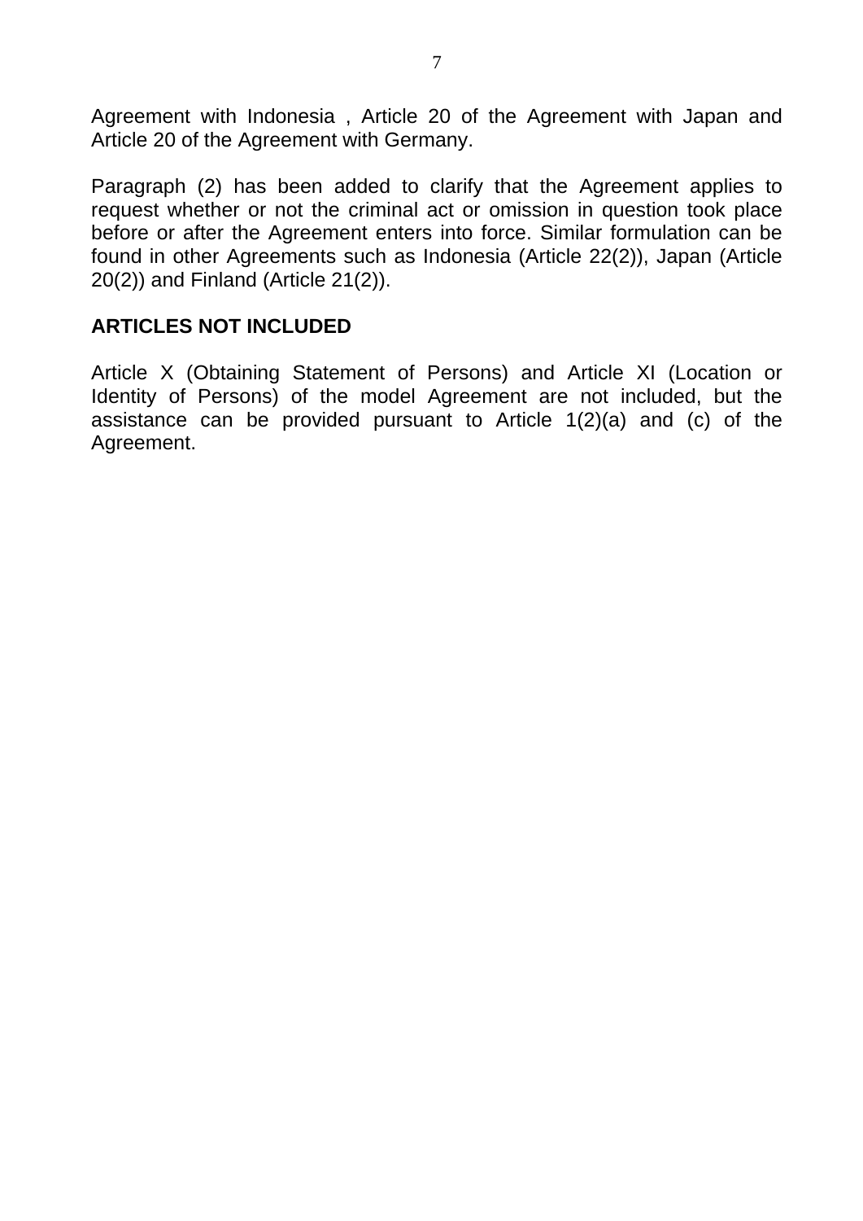Agreement with Indonesia , Article 20 of the Agreement with Japan and Article 20 of the Agreement with Germany.

Paragraph (2) has been added to clarify that the Agreement applies to request whether or not the criminal act or omission in question took place before or after the Agreement enters into force. Similar formulation can be found in other Agreements such as Indonesia (Article 22(2)), Japan (Article 20(2)) and Finland (Article 21(2)).

## ARTICLES NOT INCLUDED

Article X (Obtaining Statement of Persons) and Article XI (Location or Identity of Persons) of the model Agreement are not included, but the assistance can be provided pursuant to Article 1(2)(a) and (c) of the Agreement.